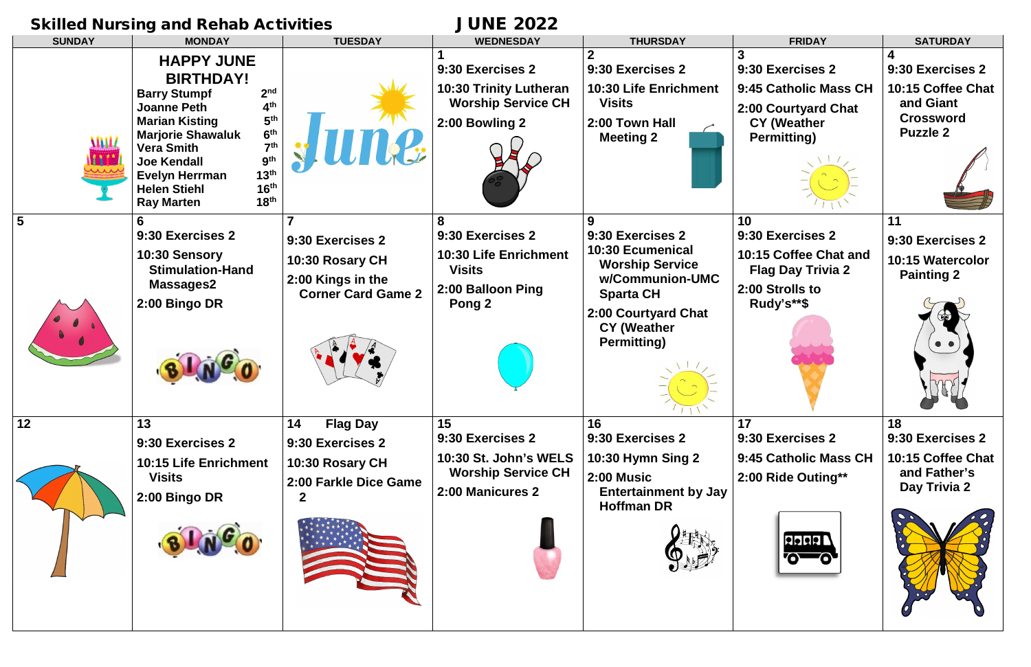# Skilled Nursing and Rehab Activities — JUNE 2022

| SUNDAY | MONDAY | TUESDAY | WEDNESDAY | THURSDAY | FRIDAY | SATURDAY |
|---|---|---|---|---|---|---|
| | **HAPPY JUNE BIRTHDAY!** Barry Stumpf 2nd; Joanne Peth 4th; Marian Kisting 5th; Marjorie Shawaluk 6th; Vera Smith 7th; Joe Kendall 9th; Evelyn Herrman 13th; Helen Stiehl 16th; Ray Marten 18th | June | **1** 9:30 Exercises 2; 10:30 Trinity Lutheran Worship Service CH; 2:00 Bowling 2 | **2** 9:30 Exercises 2; 10:30 Life Enrichment Visits; 2:00 Town Hall Meeting 2 | **3** 9:30 Exercises 2; 9:45 Catholic Mass CH; 2:00 Courtyard Chat CY (Weather Permitting) | **4** 9:30 Exercises 2; 10:15 Coffee Chat and Giant Crossword Puzzle 2 |
| **5** | **6** 9:30 Exercises 2; 10:30 Sensory Stimulation-Hand Massages2; 2:00 Bingo DR | **7** 9:30 Exercises 2; 10:30 Rosary CH; 2:00 Kings in the Corner Card Game 2 | **8** 9:30 Exercises 2; 10:30 Life Enrichment Visits; 2:00 Balloon Ping Pong 2 | **9** 9:30 Exercises 2; 10:30 Ecumenical Worship Service w/Communion-UMC Sparta CH; 2:00 Courtyard Chat CY (Weather Permitting) | **10** 9:30 Exercises 2; 10:15 Coffee Chat and Flag Day Trivia 2; 2:00 Strolls to Rudy's**$ | **11** 9:30 Exercises 2; 10:15 Watercolor Painting 2 |
| **12** | **13** 9:30 Exercises 2; 10:15 Life Enrichment Visits; 2:00 Bingo DR | **14** Flag Day; 9:30 Exercises 2; 10:30 Rosary CH; 2:00 Farkle Dice Game 2 | **15** 9:30 Exercises 2; 10:30 St. John's WELS Worship Service CH; 2:00 Manicures 2 | **16** 9:30 Exercises 2; 10:30 Hymn Sing 2; 2:00 Music Entertainment by Jay Hoffman DR | **17** 9:30 Exercises 2; 9:45 Catholic Mass CH; 2:00 Ride Outing** | **18** 9:30 Exercises 2; 10:15 Coffee Chat and Father's Day Trivia 2 |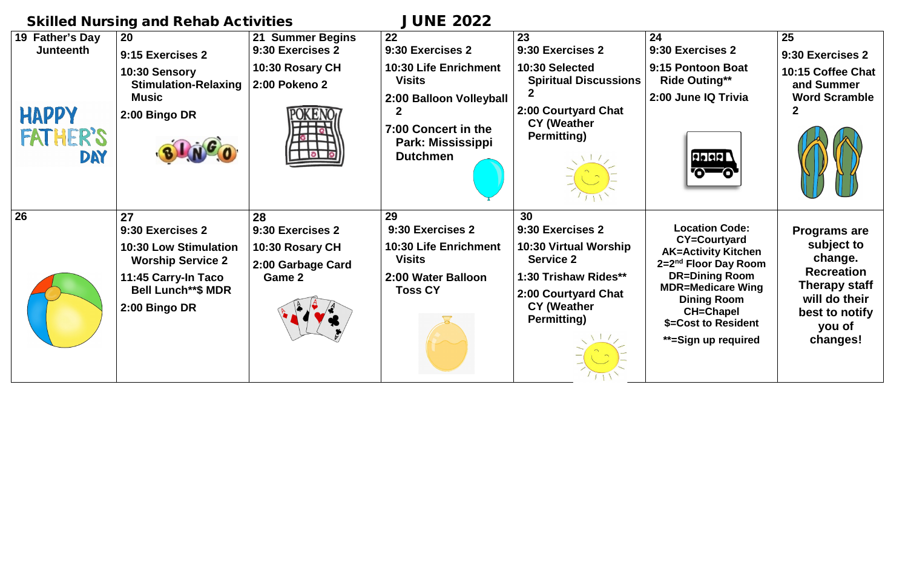**Skilled Nursing and Rehab Activities** **JUNE 2022**

| | | | | | | |
|---|---|---|---|---|---|---|
| **19 Father's Day** **Juneteenth** HAPPY FATHER'S DAY | **20** **9:15 Exercises 2** **10:30 Sensory Stimulation-Relaxing Music** **2:00 Bingo DR** | **21 Summer Begins** **9:30 Exercises 2** **10:30 Rosary CH** **2:00 Pokeno 2** | **22** **9:30 Exercises 2** **10:30 Life Enrichment Visits** **2:00 Balloon Volleyball 2** **7:00 Concert in the Park: Mississippi Dutchmen** | **23** **9:30 Exercises 2** **10:30 Selected Spiritual Discussions 2** **2:00 Courtyard Chat CY (Weather Permitting)** | **24** **9:30 Exercises 2** **9:15 Pontoon Boat Ride Outing**** **2:00 June IQ Trivia** | **25** **9:30 Exercises 2** **10:15 Coffee Chat and Summer Word Scramble 2** |
| **26** | **27** **9:30 Exercises 2** **10:30 Low Stimulation Worship Service 2** **11:45 Carry-In Taco Bell Lunch**$ MDR** **2:00 Bingo DR** | **28** **9:30 Exercises 2** **10:30 Rosary CH** **2:00 Garbage Card Game 2** | **29** **9:30 Exercises 2** **10:30 Life Enrichment Visits** **2:00 Water Balloon Toss CY** | **30** **9:30 Exercises 2** **10:30 Virtual Worship Service 2** **1:30 Trishaw Rides**** **2:00 Courtyard Chat CY (Weather Permitting)** | **Location Code:** **CY=Courtyard** **AK=Activity Kitchen** **2=2nd Floor Day Room** **DR=Dining Room** **MDR=Medicare Wing Dining Room** **CH=Chapel** **$=Cost to Resident** ****=Sign up required** | **Programs are subject to change. Recreation Therapy staff will do their best to notify you of changes!** |